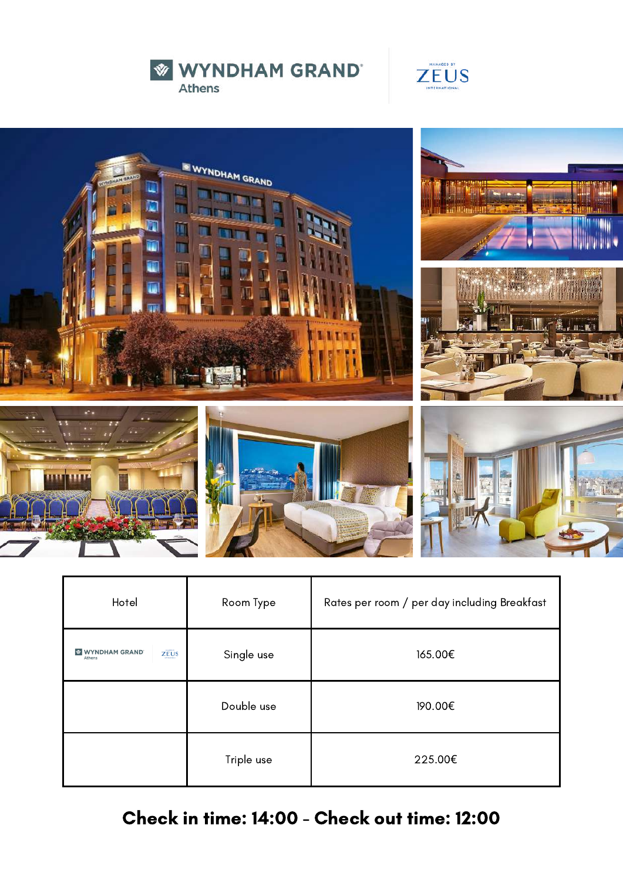# WYNDHAM GRAND Athens

MANAGED BY ZEUS INTERNATIONAL

| Hotel | Room Type | Rates per room / per day including Breakfast |
| --- | --- | --- |
| WYNDHAM GRAND Athens ZEUS | Single use | 165.00€ |
| | Double use | 190.00€ |
| | Triple use | 225.00€ |

**Check in time: 14:00 - Check out time: 12:00**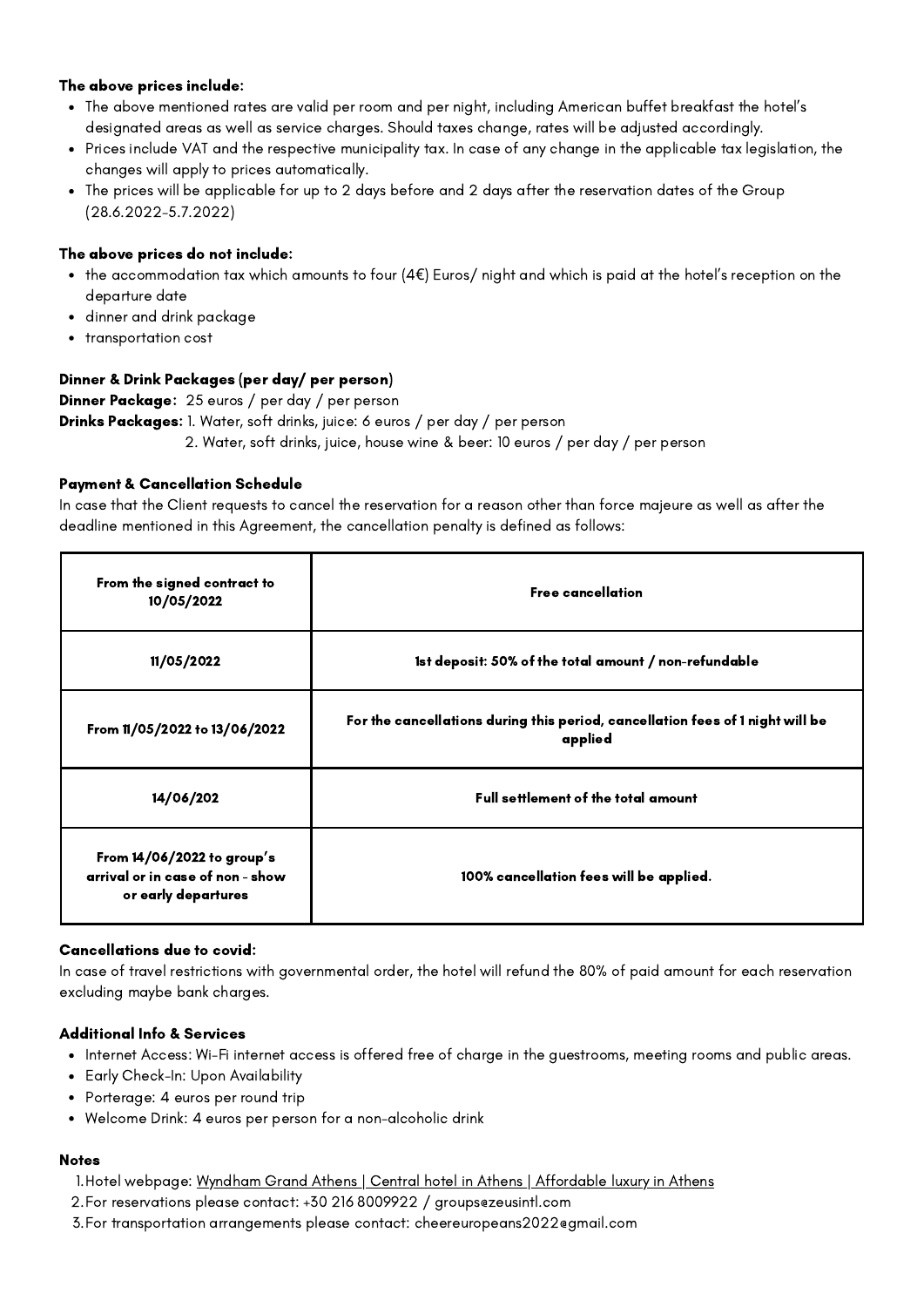**The above prices include:**

- The above mentioned rates are valid per room and per night, including American buffet breakfast the hotel's designated areas as well as service charges. Should taxes change, rates will be adjusted accordingly.
- Prices include VAT and the respective municipality tax. In case of any change in the applicable tax legislation, the changes will apply to prices automatically.
- The prices will be applicable for up to 2 days before and 2 days after the reservation dates of the Group (28.6.2022-5.7.2022)

**The above prices do not include:**

- the accommodation tax which amounts to four (4€) Euros/ night and which is paid at the hotel's reception on the departure date
- dinner and drink package
- transportation cost

**Dinner & Drink Packages (per day/ per person)**

**Dinner Package:** 25 euros / per day / per person

**Drinks Packages:** 1. Water, soft drinks, juice: 6 euros / per day / per person

2. Water, soft drinks, juice, house wine & beer: 10 euros / per day / per person

**Payment & Cancellation Schedule**

In case that the Client requests to cancel the reservation for a reason other than force majeure as well as after the deadline mentioned in this Agreement, the cancellation penalty is defined as follows:

| From the signed contract to 10/05/2022 | Free cancellation |
|---|---|
| 11/05/2022 | 1st deposit: 50% of the total amount / non-refundable |
| From 11/05/2022 to 13/06/2022 | For the cancellations during this period, cancellation fees of 1 night will be applied |
| 14/06/202 | Full settlement of the total amount |
| From 14/06/2022 to group's arrival or in case of non - show or early departures | 100% cancellation fees will be applied. |

**Cancellations due to covid:**

In case of travel restrictions with governmental order, the hotel will refund the 80% of paid amount for each reservation excluding maybe bank charges.

**Additional Info & Services**

- Internet Access: Wi-Fi internet access is offered free of charge in the guestrooms, meeting rooms and public areas.
- Early Check-In: Upon Availability
- Porterage: 4 euros per round trip
- Welcome Drink: 4 euros per person for a non-alcoholic drink

**Notes**

1. Hotel webpage: Wyndham Grand Athens | Central hotel in Athens | Affordable luxury in Athens
2. For reservations please contact: +30 216 8009922 / groups@zeusintl.com
3. For transportation arrangements please contact: cheereuropeans2022@gmail.com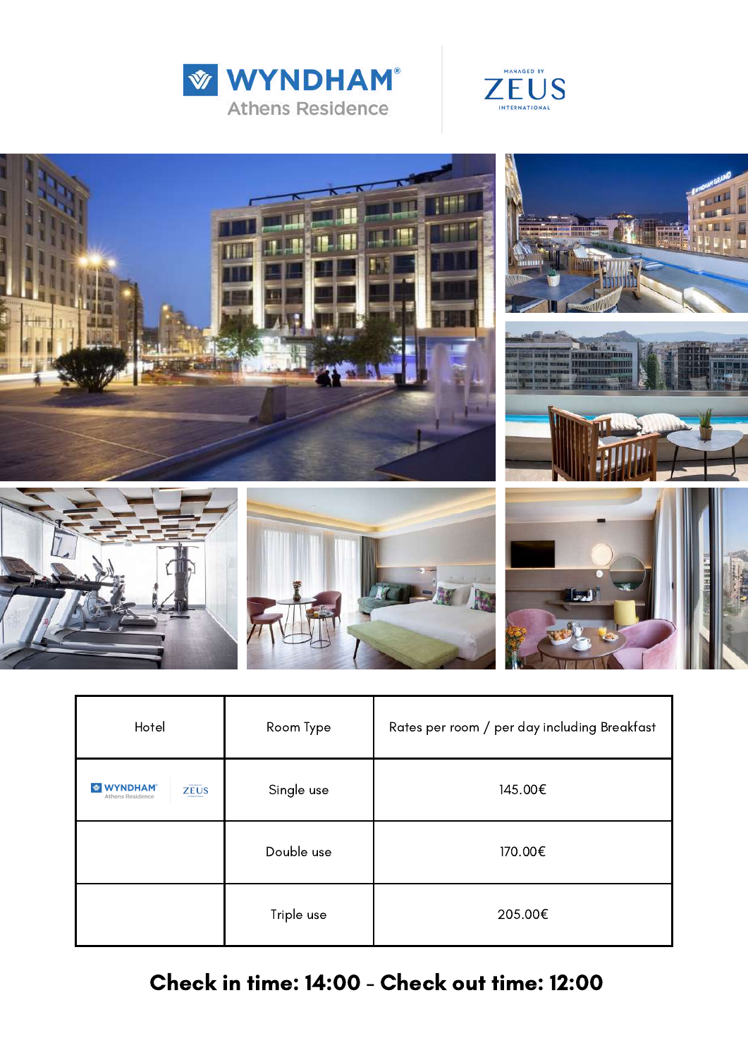WYNDHAM®
Athens Residence

MANAGED BY ZEUS INTERNATIONAL

| Hotel | Room Type | Rates per room / per day including Breakfast |
| --- | --- | --- |
| WYNDHAM® Athens Residence ZEUS | Single use | 145.00€ |
| | Double use | 170.00€ |
| | Triple use | 205.00€ |

**Check in time: 14:00 - Check out time: 12:00**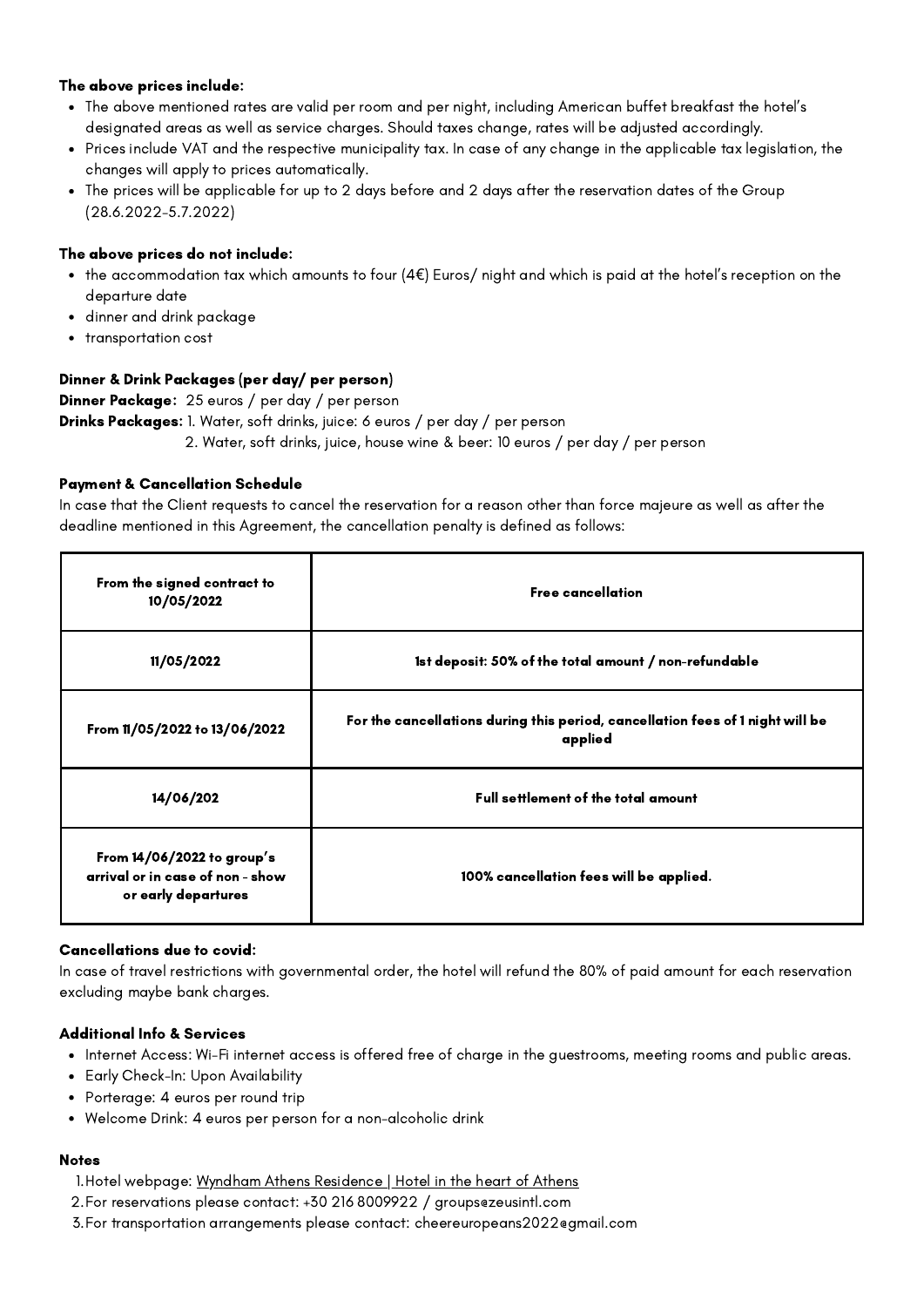**The above prices include:**

- The above mentioned rates are valid per room and per night, including American buffet breakfast the hotel's designated areas as well as service charges. Should taxes change, rates will be adjusted accordingly.
- Prices include VAT and the respective municipality tax. In case of any change in the applicable tax legislation, the changes will apply to prices automatically.
- The prices will be applicable for up to 2 days before and 2 days after the reservation dates of the Group (28.6.2022-5.7.2022)

**The above prices do not include:**

- the accommodation tax which amounts to four (4€) Euros/ night and which is paid at the hotel's reception on the departure date
- dinner and drink package
- transportation cost

**Dinner & Drink Packages (per day/ per person)**

**Dinner Package:** 25 euros / per day / per person

**Drinks Packages:** 1. Water, soft drinks, juice: 6 euros / per day / per person
2. Water, soft drinks, juice, house wine & beer: 10 euros / per day / per person

**Payment & Cancellation Schedule**

In case that the Client requests to cancel the reservation for a reason other than force majeure as well as after the deadline mentioned in this Agreement, the cancellation penalty is defined as follows:

| From the signed contract to 10/05/2022 | Free cancellation |
|---|---|
| 11/05/2022 | 1st deposit: 50% of the total amount / non-refundable |
| From 11/05/2022 to 13/06/2022 | For the cancellations during this period, cancellation fees of 1 night will be applied |
| 14/06/202 | Full settlement of the total amount |
| From 14/06/2022 to group's arrival or in case of non - show or early departures | 100% cancellation fees will be applied. |

**Cancellations due to covid:**

In case of travel restrictions with governmental order, the hotel will refund the 80% of paid amount for each reservation excluding maybe bank charges.

**Additional Info & Services**

- Internet Access: Wi-Fi internet access is offered free of charge in the guestrooms, meeting rooms and public areas.
- Early Check-In: Upon Availability
- Porterage: 4 euros per round trip
- Welcome Drink: 4 euros per person for a non-alcoholic drink

**Notes**

1. Hotel webpage: Wyndham Athens Residence | Hotel in the heart of Athens
2. For reservations please contact: +30 216 8009922 / groups@zeusintl.com
3. For transportation arrangements please contact: cheereuropeans2022@gmail.com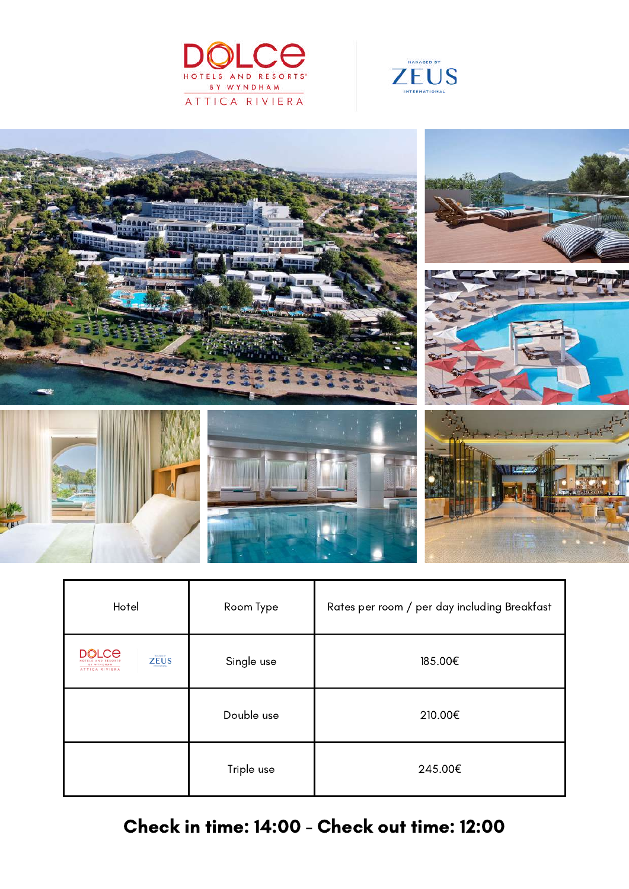DOLCE HOTELS AND RESORTS BY WYNDHAM ATTICA RIVIERA

MANAGED BY ZEUS INTERNATIONAL

| Hotel | Room Type | Rates per room / per day including Breakfast |
| --- | --- | --- |
| DOLCE HOTELS AND RESORTS BY WYNDHAM ATTICA RIVIERA / ZEUS | Single use | 185.00€ |
| | Double use | 210.00€ |
| | Triple use | 245.00€ |

**Check in time: 14:00 - Check out time: 12:00**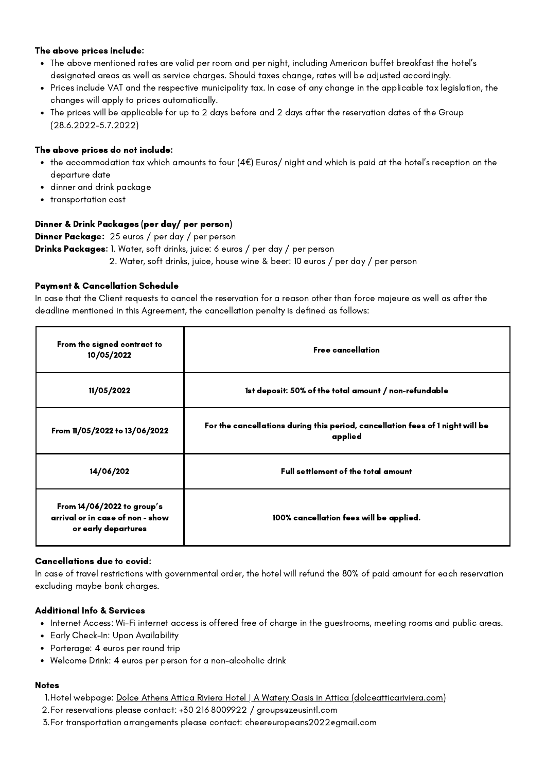**The above prices include:**

- The above mentioned rates are valid per room and per night, including American buffet breakfast the hotel's designated areas as well as service charges. Should taxes change, rates will be adjusted accordingly.
- Prices include VAT and the respective municipality tax. In case of any change in the applicable tax legislation, the changes will apply to prices automatically.
- The prices will be applicable for up to 2 days before and 2 days after the reservation dates of the Group (28.6.2022-5.7.2022)

**The above prices do not include:**

- the accommodation tax which amounts to four (4€) Euros/ night and which is paid at the hotel's reception on the departure date
- dinner and drink package
- transportation cost

**Dinner & Drink Packages (per day/ per person)**

**Dinner Package:** 25 euros / per day / per person

**Drinks Packages:** 1. Water, soft drinks, juice: 6 euros / per day / per person

2. Water, soft drinks, juice, house wine & beer: 10 euros / per day / per person

**Payment & Cancellation Schedule**

In case that the Client requests to cancel the reservation for a reason other than force majeure as well as after the deadline mentioned in this Agreement, the cancellation penalty is defined as follows:

| | |
|---|---|
| **From the signed contract to 10/05/2022** | **Free cancellation** |
| **11/05/2022** | **1st deposit: 50% of the total amount / non-refundable** |
| **From 11/05/2022 to 13/06/2022** | **For the cancellations during this period, cancellation fees of 1 night will be applied** |
| **14/06/202** | **Full settlement of the total amount** |
| **From 14/06/2022 to group's arrival or in case of non - show or early departures** | **100% cancellation fees will be applied.** |

**Cancellations due to covid:**

In case of travel restrictions with governmental order, the hotel will refund the 80% of paid amount for each reservation excluding maybe bank charges.

**Additional Info & Services**

- Internet Access: Wi-Fi internet access is offered free of charge in the guestrooms, meeting rooms and public areas.
- Early Check-In: Upon Availability
- Porterage: 4 euros per round trip
- Welcome Drink: 4 euros per person for a non-alcoholic drink

**Notes**

1. Hotel webpage: Dolce Athens Attica Riviera Hotel | A Watery Oasis in Attica (dolceatticariviera.com)
2. For reservations please contact: +30 216 8009922 / groups@zeusintl.com
3. For transportation arrangements please contact: cheereuropeans2022@gmail.com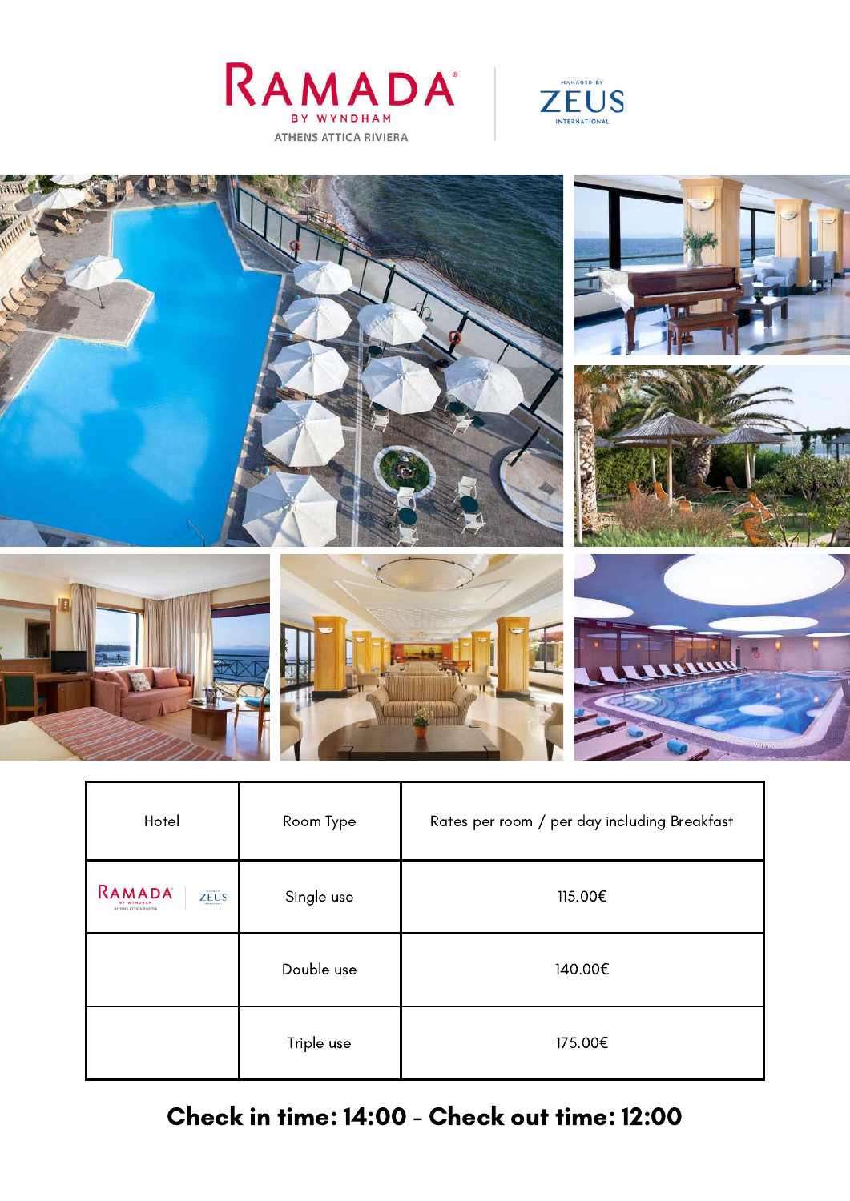RAMADA BY WYNDHAM
ATHENS ATTICA RIVIERA

MANAGED BY ZEUS INTERNATIONAL

| Hotel | Room Type | Rates per room / per day including Breakfast |
|---|---|---|
| RAMADA BY WYNDHAM ATHENS ATTICA RIVIERA / ZEUS | Single use | 115.00€ |
| | Double use | 140.00€ |
| | Triple use | 175.00€ |

**Check in time: 14:00 - Check out time: 12:00**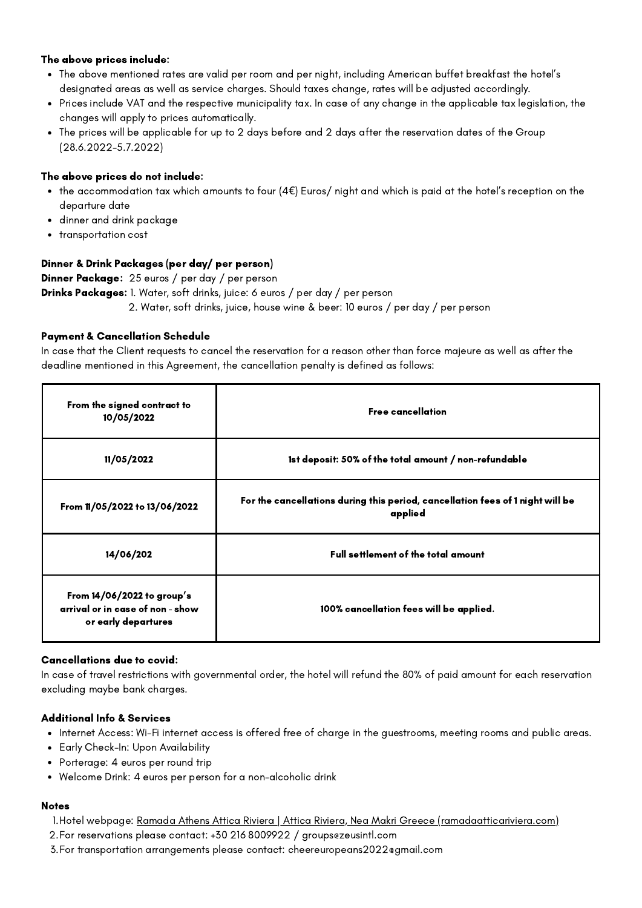**The above prices include:**

- The above mentioned rates are valid per room and per night, including American buffet breakfast the hotel's designated areas as well as service charges. Should taxes change, rates will be adjusted accordingly.
- Prices include VAT and the respective municipality tax. In case of any change in the applicable tax legislation, the changes will apply to prices automatically.
- The prices will be applicable for up to 2 days before and 2 days after the reservation dates of the Group (28.6.2022-5.7.2022)

**The above prices do not include:**

- the accommodation tax which amounts to four (4€) Euros/ night and which is paid at the hotel's reception on the departure date
- dinner and drink package
- transportation cost

**Dinner & Drink Packages (per day/ per person)**

**Dinner Package:** 25 euros / per day / per person

**Drinks Packages:** 1. Water, soft drinks, juice: 6 euros / per day / per person

2. Water, soft drinks, juice, house wine & beer: 10 euros / per day / per person

**Payment & Cancellation Schedule**

In case that the Client requests to cancel the reservation for a reason other than force majeure as well as after the deadline mentioned in this Agreement, the cancellation penalty is defined as follows:

| | |
|---|---|
| **From the signed contract to 10/05/2022** | **Free cancellation** |
| **11/05/2022** | **1st deposit: 50% of the total amount / non-refundable** |
| **From 11/05/2022 to 13/06/2022** | **For the cancellations during this period, cancellation fees of 1 night will be applied** |
| **14/06/202** | **Full settlement of the total amount** |
| **From 14/06/2022 to group's arrival or in case of non - show or early departures** | **100% cancellation fees will be applied.** |

**Cancellations due to covid:**

In case of travel restrictions with governmental order, the hotel will refund the 80% of paid amount for each reservation excluding maybe bank charges.

**Additional Info & Services**

- Internet Access: Wi-Fi internet access is offered free of charge in the guestrooms, meeting rooms and public areas.
- Early Check-In: Upon Availability
- Porterage: 4 euros per round trip
- Welcome Drink: 4 euros per person for a non-alcoholic drink

**Notes**

1. Hotel webpage: Ramada Athens Attica Riviera | Attica Riviera, Nea Makri Greece (ramadaatticariviera.com)
2. For reservations please contact: +30 216 8009922 / groups@zeusintl.com
3. For transportation arrangements please contact: cheereuropeans2022@gmail.com